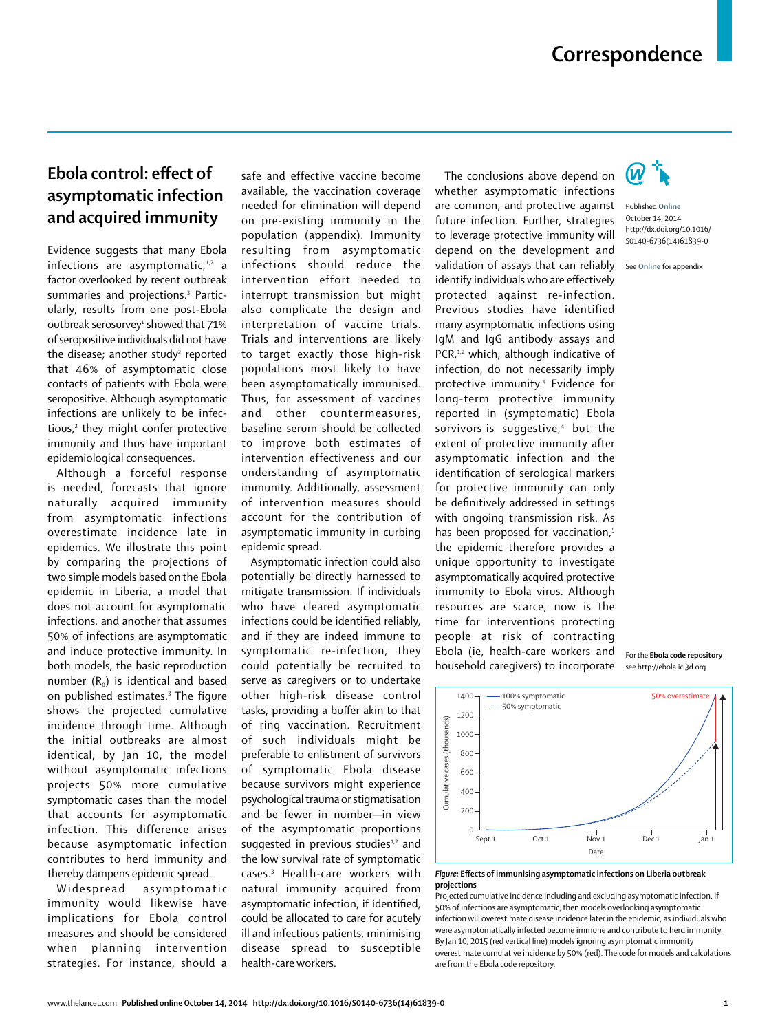# Correspondence

## Ebola control: effect of asymptomatic infection and acquired immunity

Evidence suggests that many Ebola infections are asymptomatic,[1,2] a factor overlooked by recent outbreak summaries and projections.[3] Particularly, results from one post-Ebola outbreak serosurvey[1] showed that 71% of seropositive individuals did not have the disease; another study[2] reported that 46% of asymptomatic close contacts of patients with Ebola were seropositive. Although asymptomatic infections are unlikely to be infectious,[2] they might confer protective immunity and thus have important epidemiological consequences.

Although a forceful response is needed, forecasts that ignore naturally acquired immunity from asymptomatic infections overestimate incidence late in epidemics. We illustrate this point by comparing the projections of two simple models based on the Ebola epidemic in Liberia, a model that does not account for asymptomatic infections, and another that assumes 50% of infections are asymptomatic and induce protective immunity. In both models, the basic reproduction number ($R_0$) is identical and based on published estimates.[3] The figure shows the projected cumulative incidence through time. Although the initial outbreaks are almost identical, by Jan 10, the model without asymptomatic infections projects 50% more cumulative symptomatic cases than the model that accounts for asymptomatic infection. This difference arises because asymptomatic infection contributes to herd immunity and thereby dampens epidemic spread.

Widespread asymptomatic immunity would likewise have implications for Ebola control measures and should be considered when planning intervention strategies. For instance, should a safe and effective vaccine become available, the vaccination coverage needed for elimination will depend on pre-existing immunity in the population (appendix). Immunity resulting from asymptomatic infections should reduce the intervention effort needed to interrupt transmission but might also complicate the design and interpretation of vaccine trials. Trials and interventions are likely to target exactly those high-risk populations most likely to have been asymptomatically immunised. Thus, for assessment of vaccines and other countermeasures, baseline serum should be collected to improve both estimates of intervention effectiveness and our understanding of asymptomatic immunity. Additionally, assessment of intervention measures should account for the contribution of asymptomatic immunity in curbing epidemic spread.

Asymptomatic infection could also potentially be directly harnessed to mitigate transmission. If individuals who have cleared asymptomatic infections could be identified reliably, and if they are indeed immune to symptomatic re-infection, they could potentially be recruited to serve as caregivers or to undertake other high-risk disease control tasks, providing a buffer akin to that of ring vaccination. Recruitment of such individuals might be preferable to enlistment of survivors of symptomatic Ebola disease because survivors might experience psychological trauma or stigmatisation and be fewer in number—in view of the asymptomatic proportions suggested in previous studies[1,2] and the low survival rate of symptomatic cases.[3] Health-care workers with natural immunity acquired from asymptomatic infection, if identified, could be allocated to care for acutely ill and infectious patients, minimising disease spread to susceptible health-care workers.

The conclusions above depend on whether asymptomatic infections are common, and protective against future infection. Further, strategies to leverage protective immunity will depend on the development and validation of assays that can reliably identify individuals who are effectively protected against re-infection. Previous studies have identified many asymptomatic infections using IgM and IgG antibody assays and PCR,[1,2] which, although indicative of infection, do not necessarily imply protective immunity.[4] Evidence for long-term protective immunity reported in (symptomatic) Ebola survivors is suggestive,[4] but the extent of protective immunity after asymptomatic infection and the identification of serological markers for protective immunity can only be definitively addressed in settings with ongoing transmission risk. As has been proposed for vaccination,[5] the epidemic therefore provides a unique opportunity to investigate asymptomatically acquired protective immunity to Ebola virus. Although resources are scarce, now is the time for interventions protecting people at risk of contracting Ebola (ie, health-care workers and household caregivers) to incorporate

Published Online October 14, 2014 http://dx.doi.org/10.1016/S0140-6736(14)61839-0

See Online for appendix

For the Ebola code repository see http://ebola.ici3d.org

***Figure:* Effects of immunising asymptomatic infections on Liberia outbreak projections**

Projected cumulative incidence including and excluding asymptomatic infection. If 50% of infections are asymptomatic, then models overlooking asymptomatic infection will overestimate disease incidence later in the epidemic, as individuals who were asymptomatically infected become immune and contribute to herd immunity. By Jan 10, 2015 (red vertical line) models ignoring asymptomatic immunity overestimate cumulative incidence by 50% (red). The code for models and calculations are from the Ebola code repository.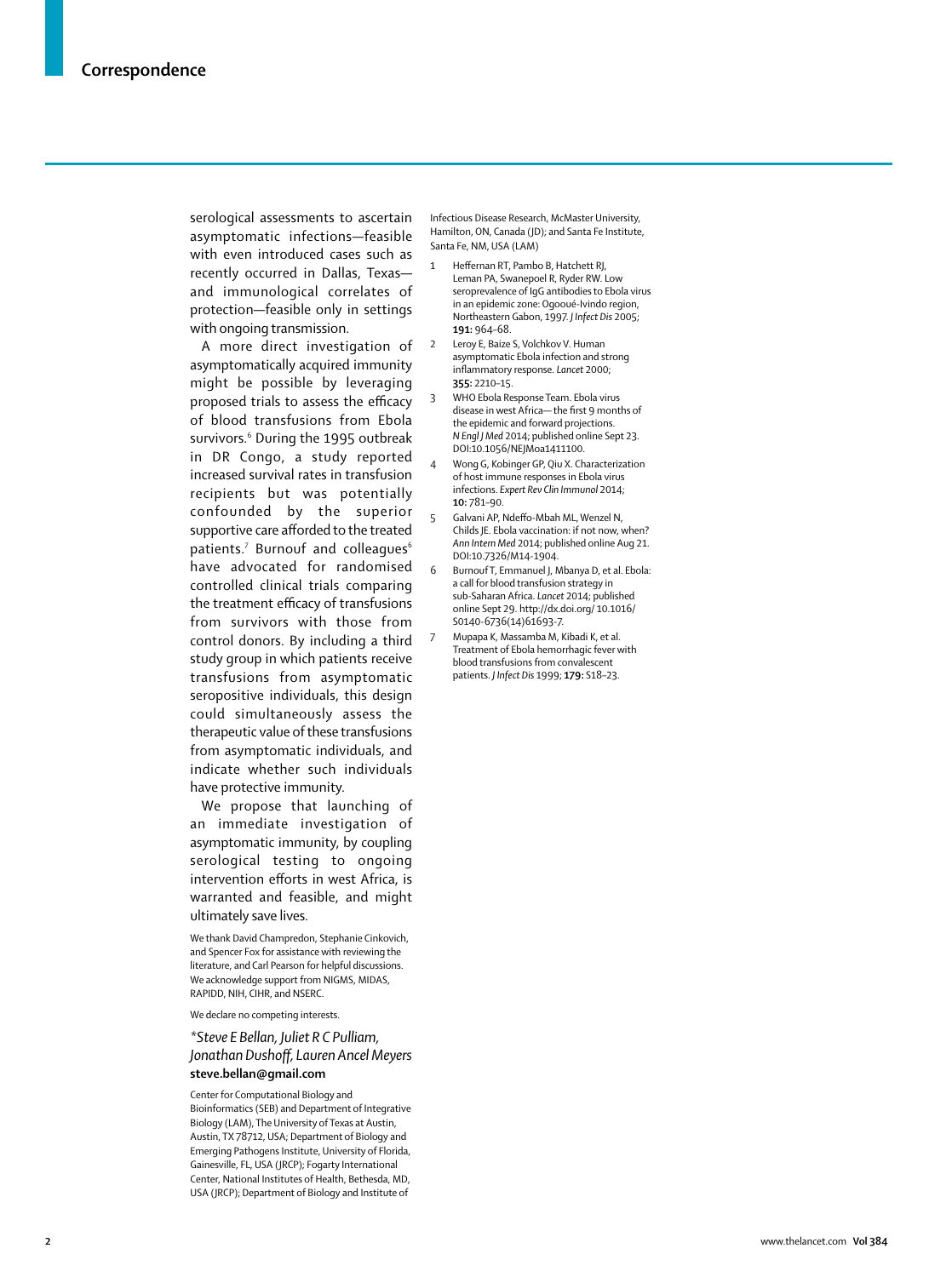serological assessments to ascertain asymptomatic infections—feasible with even introduced cases such as recently occurred in Dallas, Texas—and immunological correlates of protection—feasible only in settings with ongoing transmission.

A more direct investigation of asymptomatically acquired immunity might be possible by leveraging proposed trials to assess the efficacy of blood transfusions from Ebola survivors.[6] During the 1995 outbreak in DR Congo, a study reported increased survival rates in transfusion recipients but was potentially confounded by the superior supportive care afforded to the treated patients.[7] Burnouf and colleagues[6] have advocated for randomised controlled clinical trials comparing the treatment efficacy of transfusions from survivors with those from control donors. By including a third study group in which patients receive transfusions from asymptomatic seropositive individuals, this design could simultaneously assess the therapeutic value of these transfusions from asymptomatic individuals, and indicate whether such individuals have protective immunity.

We propose that launching of an immediate investigation of asymptomatic immunity, by coupling serological testing to ongoing intervention efforts in west Africa, is warranted and feasible, and might ultimately save lives.

We thank David Champredon, Stephanie Cinkovich, and Spencer Fox for assistance with reviewing the literature, and Carl Pearson for helpful discussions. We acknowledge support from NIGMS, MIDAS, RAPIDD, NIH, CIHR, and NSERC.

We declare no competing interests.

*\*Steve E Bellan, Juliet R C Pulliam, Jonathan Dushoff, Lauren Ancel Meyers*
**steve.bellan@gmail.com**

Center for Computational Biology and Bioinformatics (SEB) and Department of Integrative Biology (LAM), The University of Texas at Austin, Austin, TX 78712, USA; Department of Biology and Emerging Pathogens Institute, University of Florida, Gainesville, FL, USA (JRCP); Fogarty International Center, National Institutes of Health, Bethesda, MD, USA (JRCP); Department of Biology and Institute of Infectious Disease Research, McMaster University, Hamilton, ON, Canada (JD); and Santa Fe Institute, Santa Fe, NM, USA (LAM)

1. Heffernan RT, Pambo B, Hatchett RJ, Leman PA, Swanepoel R, Ryder RW. Low seroprevalence of IgG antibodies to Ebola virus in an epidemic zone: Ogooué-Ivindo region, Northeastern Gabon, 1997. *J Infect Dis* 2005; **191:** 964–68.
2. Leroy E, Baize S, Volchkov V. Human asymptomatic Ebola infection and strong inflammatory response. *Lancet* 2000; **355:** 2210–15.
3. WHO Ebola Response Team. Ebola virus disease in west Africa— the first 9 months of the epidemic and forward projections. *N Engl J Med* 2014; published online Sept 23. DOI:10.1056/NEJMoa1411100.
4. Wong G, Kobinger GP, Qiu X. Characterization of host immune responses in Ebola virus infections. *Expert Rev Clin Immunol* 2014; **10:** 781–90.
5. Galvani AP, Ndeffo-Mbah ML, Wenzel N, Childs JE. Ebola vaccination: if not now, when? *Ann Intern Med* 2014; published online Aug 21. DOI:10.7326/M14-1904.
6. Burnouf T, Emmanuel J, Mbanya D, et al. Ebola: a call for blood transfusion strategy in sub-Saharan Africa. *Lancet* 2014; published online Sept 29. http://dx.doi.org/ 10.1016/S0140-6736(14)61693-7.
7. Mupapa K, Massamba M, Kibadi K, et al. Treatment of Ebola hemorrhagic fever with blood transfusions from convalescent patients. *J Infect Dis* 1999; **179:** S18–23.